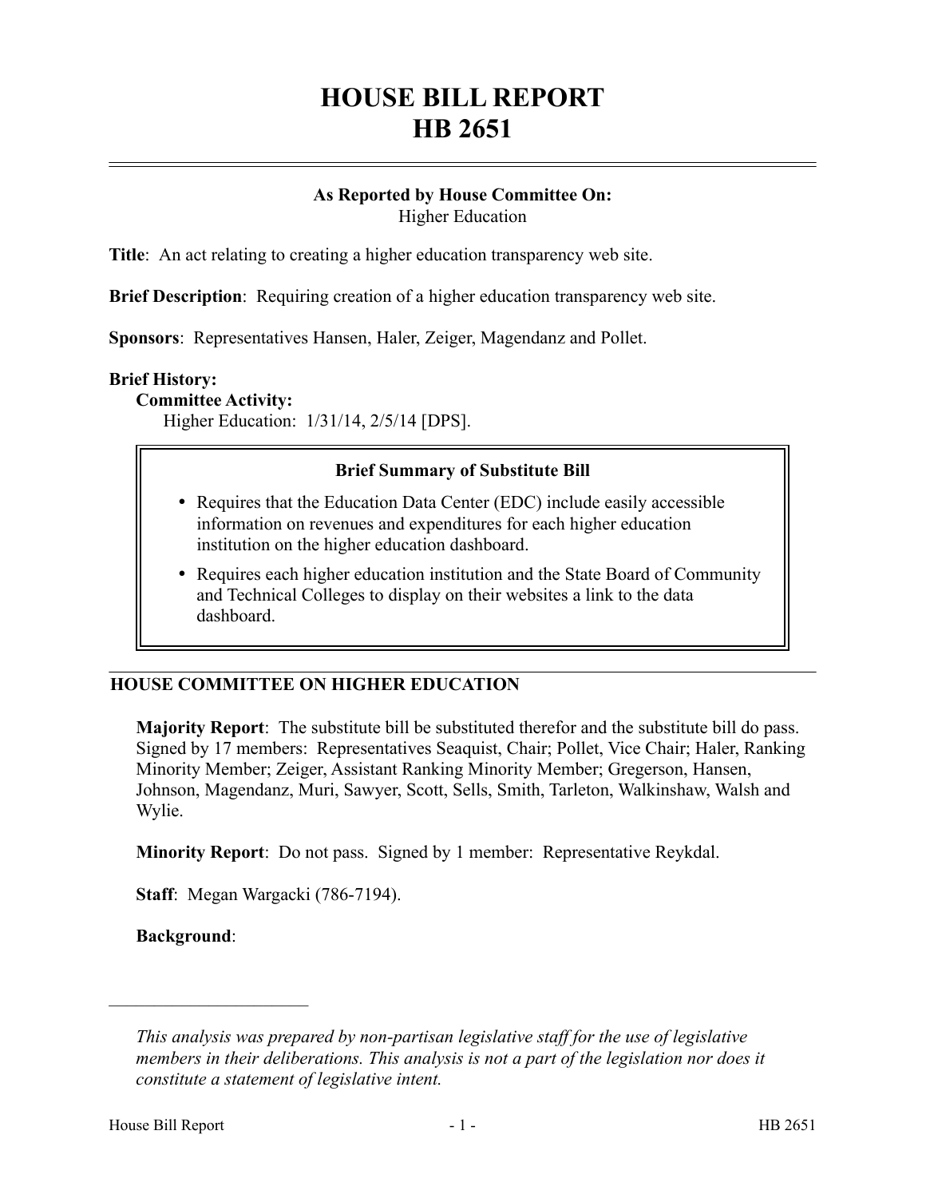# HOUSE BILL REPORT
# HB 2651

**As Reported by House Committee On:**
Higher Education

**Title**: An act relating to creating a higher education transparency web site.

**Brief Description**: Requiring creation of a higher education transparency web site.

**Sponsors**: Representatives Hansen, Haler, Zeiger, Magendanz and Pollet.

**Brief History:**

**Committee Activity:**

Higher Education: 1/31/14, 2/5/14 [DPS].

**Brief Summary of Substitute Bill**

- Requires that the Education Data Center (EDC) include easily accessible information on revenues and expenditures for each higher education institution on the higher education dashboard.
- Requires each higher education institution and the State Board of Community and Technical Colleges to display on their websites a link to the data dashboard.

## HOUSE COMMITTEE ON HIGHER EDUCATION

**Majority Report**: The substitute bill be substituted therefor and the substitute bill do pass. Signed by 17 members: Representatives Seaquist, Chair; Pollet, Vice Chair; Haler, Ranking Minority Member; Zeiger, Assistant Ranking Minority Member; Gregerson, Hansen, Johnson, Magendanz, Muri, Sawyer, Scott, Sells, Smith, Tarleton, Walkinshaw, Walsh and Wylie.

**Minority Report**: Do not pass. Signed by 1 member: Representative Reykdal.

**Staff**: Megan Wargacki (786-7194).

**Background**:

---

*This analysis was prepared by non-partisan legislative staff for the use of legislative members in their deliberations. This analysis is not a part of the legislation nor does it constitute a statement of legislative intent.*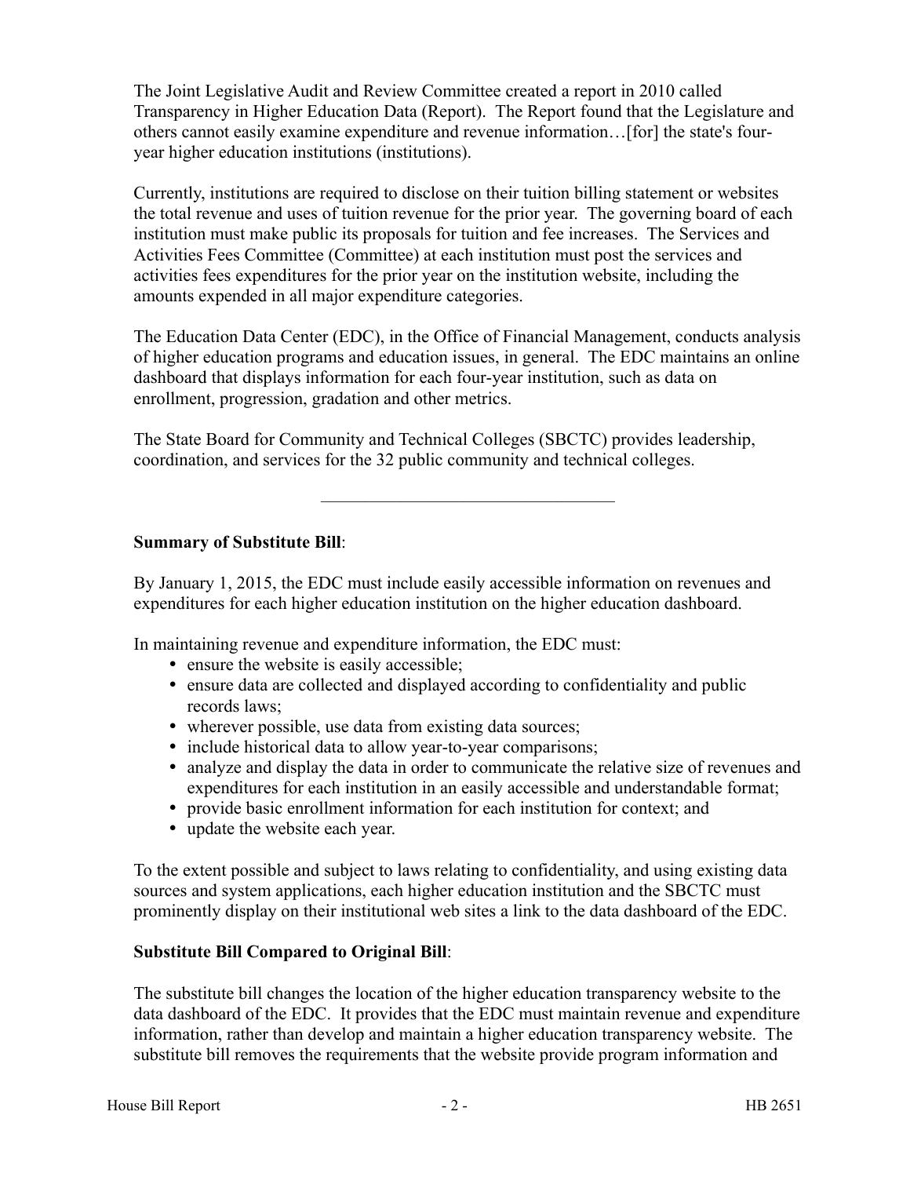The Joint Legislative Audit and Review Committee created a report in 2010 called Transparency in Higher Education Data (Report). The Report found that the Legislature and others cannot easily examine expenditure and revenue information…[for] the state's four-year higher education institutions (institutions).

Currently, institutions are required to disclose on their tuition billing statement or websites the total revenue and uses of tuition revenue for the prior year. The governing board of each institution must make public its proposals for tuition and fee increases. The Services and Activities Fees Committee (Committee) at each institution must post the services and activities fees expenditures for the prior year on the institution website, including the amounts expended in all major expenditure categories.

The Education Data Center (EDC), in the Office of Financial Management, conducts analysis of higher education programs and education issues, in general. The EDC maintains an online dashboard that displays information for each four-year institution, such as data on enrollment, progression, gradation and other metrics.

The State Board for Community and Technical Colleges (SBCTC) provides leadership, coordination, and services for the 32 public community and technical colleges.

---

**Summary of Substitute Bill**:

By January 1, 2015, the EDC must include easily accessible information on revenues and expenditures for each higher education institution on the higher education dashboard.

In maintaining revenue and expenditure information, the EDC must:

- ensure the website is easily accessible;
- ensure data are collected and displayed according to confidentiality and public records laws;
- wherever possible, use data from existing data sources;
- include historical data to allow year-to-year comparisons;
- analyze and display the data in order to communicate the relative size of revenues and expenditures for each institution in an easily accessible and understandable format;
- provide basic enrollment information for each institution for context; and
- update the website each year.

To the extent possible and subject to laws relating to confidentiality, and using existing data sources and system applications, each higher education institution and the SBCTC must prominently display on their institutional web sites a link to the data dashboard of the EDC.

**Substitute Bill Compared to Original Bill**:

The substitute bill changes the location of the higher education transparency website to the data dashboard of the EDC. It provides that the EDC must maintain revenue and expenditure information, rather than develop and maintain a higher education transparency website. The substitute bill removes the requirements that the website provide program information and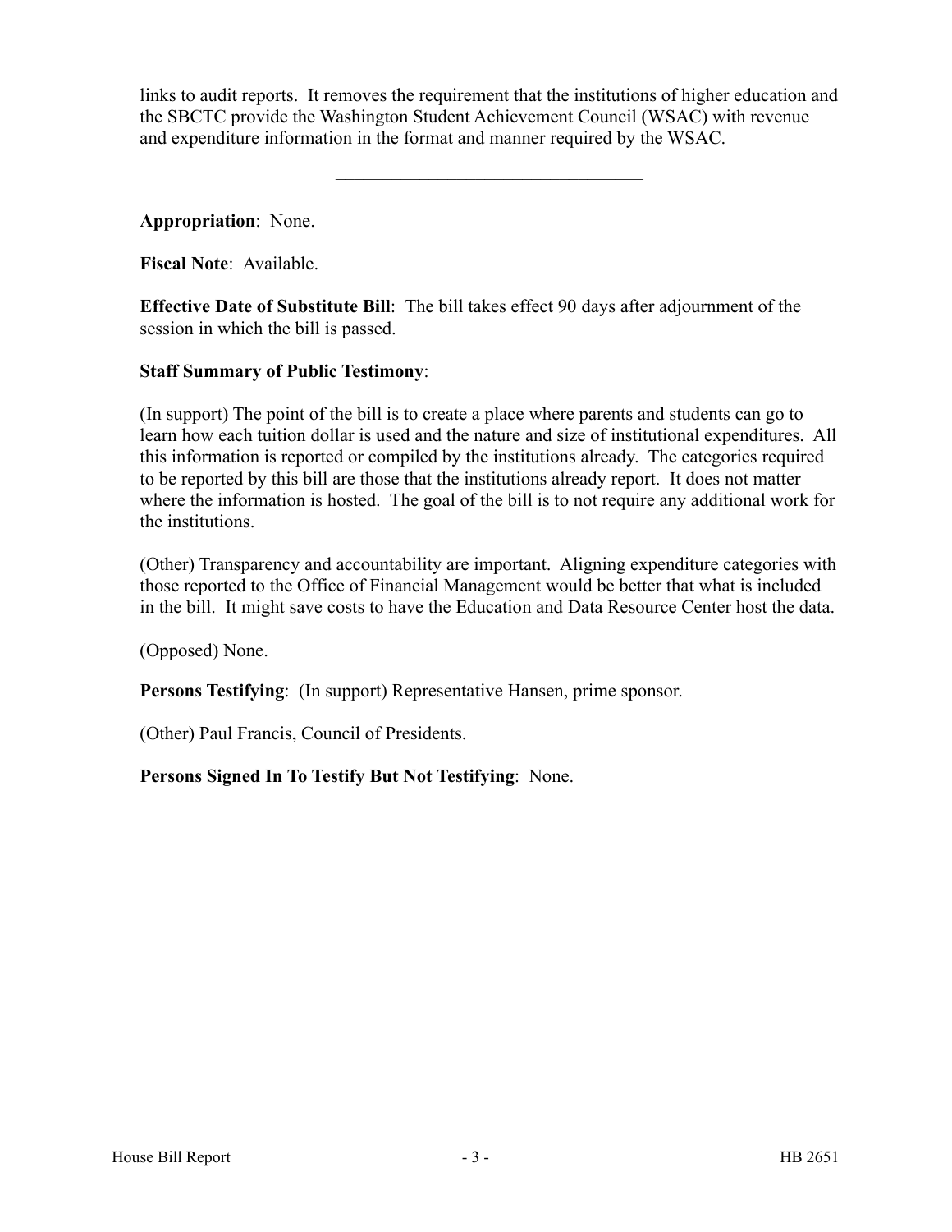links to audit reports. It removes the requirement that the institutions of higher education and the SBCTC provide the Washington Student Achievement Council (WSAC) with revenue and expenditure information in the format and manner required by the WSAC.

---

**Appropriation**: None.

**Fiscal Note**: Available.

**Effective Date of Substitute Bill**: The bill takes effect 90 days after adjournment of the session in which the bill is passed.

**Staff Summary of Public Testimony**:

(In support) The point of the bill is to create a place where parents and students can go to learn how each tuition dollar is used and the nature and size of institutional expenditures. All this information is reported or compiled by the institutions already. The categories required to be reported by this bill are those that the institutions already report. It does not matter where the information is hosted. The goal of the bill is to not require any additional work for the institutions.

(Other) Transparency and accountability are important. Aligning expenditure categories with those reported to the Office of Financial Management would be better that what is included in the bill. It might save costs to have the Education and Data Resource Center host the data.

(Opposed) None.

**Persons Testifying**: (In support) Representative Hansen, prime sponsor.

(Other) Paul Francis, Council of Presidents.

**Persons Signed In To Testify But Not Testifying**: None.